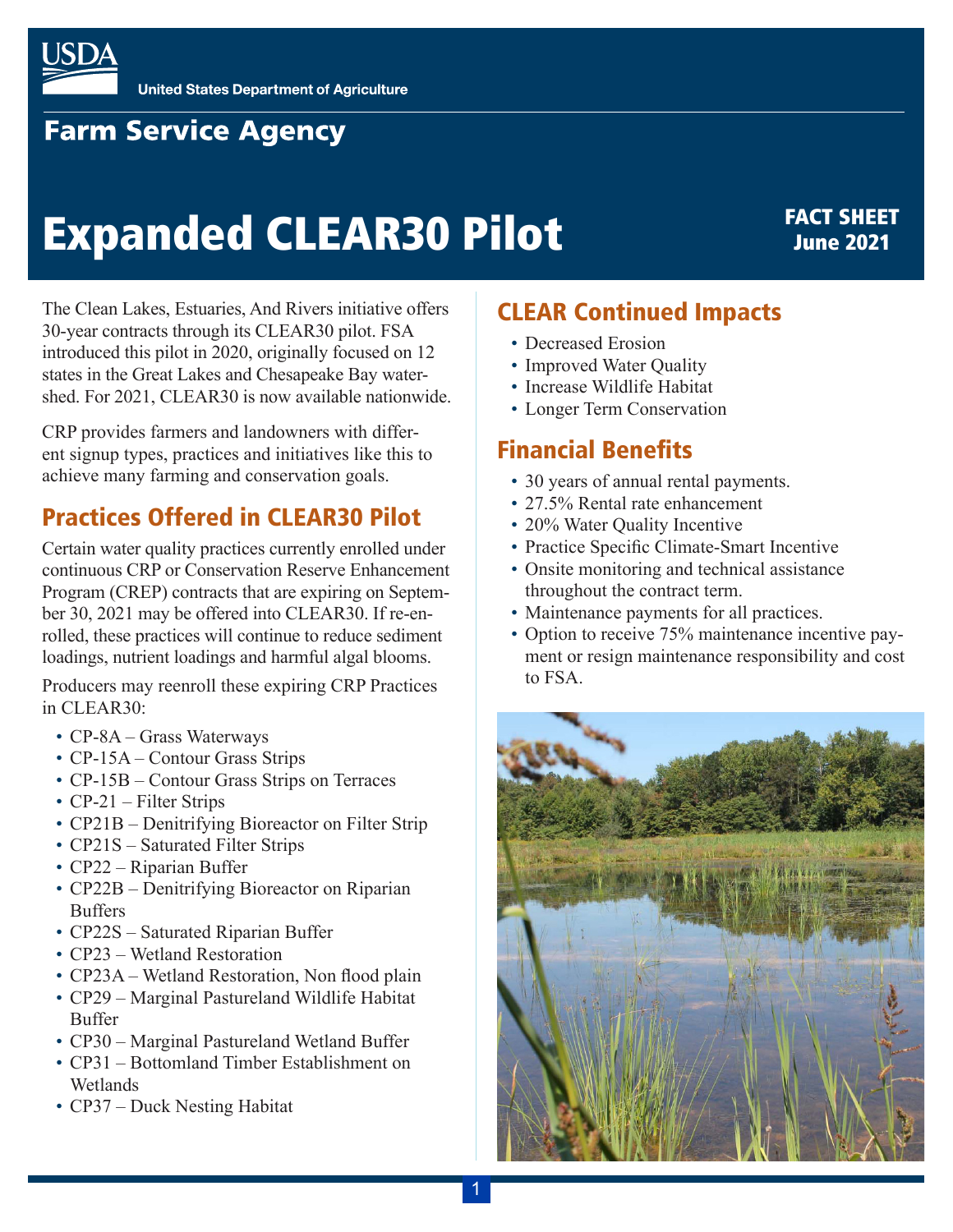United States Department of Agriculture

Farm Service Agency

# Expanded CLEAR30 Pilot

**FACT SHEET**
**June 2021**

The Clean Lakes, Estuaries, And Rivers initiative offers 30-year contracts through its CLEAR30 pilot. FSA introduced this pilot in 2020, originally focused on 12 states in the Great Lakes and Chesapeake Bay watershed. For 2021, CLEAR30 is now available nationwide.

CRP provides farmers and landowners with different signup types, practices and initiatives like this to achieve many farming and conservation goals.

## Practices Offered in CLEAR30 Pilot

Certain water quality practices currently enrolled under continuous CRP or Conservation Reserve Enhancement Program (CREP) contracts that are expiring on September 30, 2021 may be offered into CLEAR30. If re-enrolled, these practices will continue to reduce sediment loadings, nutrient loadings and harmful algal blooms.

Producers may reenroll these expiring CRP Practices in CLEAR30:

- CP-8A – Grass Waterways
- CP-15A – Contour Grass Strips
- CP-15B – Contour Grass Strips on Terraces
- CP-21 – Filter Strips
- CP21B – Denitrifying Bioreactor on Filter Strip
- CP21S – Saturated Filter Strips
- CP22 – Riparian Buffer
- CP22B – Denitrifying Bioreactor on Riparian Buffers
- CP22S – Saturated Riparian Buffer
- CP23 – Wetland Restoration
- CP23A – Wetland Restoration, Non flood plain
- CP29 – Marginal Pastureland Wildlife Habitat Buffer
- CP30 – Marginal Pastureland Wetland Buffer
- CP31 – Bottomland Timber Establishment on Wetlands
- CP37 – Duck Nesting Habitat

## CLEAR Continued Impacts

- Decreased Erosion
- Improved Water Quality
- Increase Wildlife Habitat
- Longer Term Conservation

## Financial Benefits

- 30 years of annual rental payments.
- 27.5% Rental rate enhancement
- 20% Water Quality Incentive
- Practice Specific Climate-Smart Incentive
- Onsite monitoring and technical assistance throughout the contract term.
- Maintenance payments for all practices.
- Option to receive 75% maintenance incentive payment or resign maintenance responsibility and cost to FSA.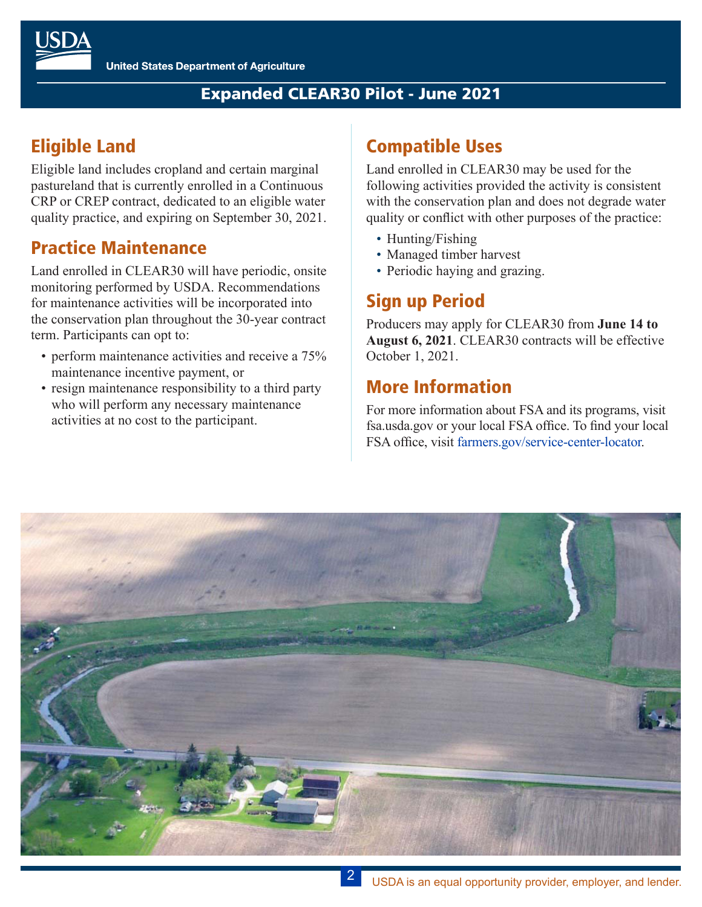## Expanded CLEAR30 Pilot - June 2021

## Eligible Land

Eligible land includes cropland and certain marginal pastureland that is currently enrolled in a Continuous CRP or CREP contract, dedicated to an eligible water quality practice, and expiring on September 30, 2021.

## Practice Maintenance

Land enrolled in CLEAR30 will have periodic, onsite monitoring performed by USDA. Recommendations for maintenance activities will be incorporated into the conservation plan throughout the 30-year contract term. Participants can opt to:

- perform maintenance activities and receive a 75% maintenance incentive payment, or
- resign maintenance responsibility to a third party who will perform any necessary maintenance activities at no cost to the participant.

## Compatible Uses

Land enrolled in CLEAR30 may be used for the following activities provided the activity is consistent with the conservation plan and does not degrade water quality or conflict with other purposes of the practice:

- Hunting/Fishing
- Managed timber harvest
- Periodic haying and grazing.

## Sign up Period

Producers may apply for CLEAR30 from **June 14 to August 6, 2021**. CLEAR30 contracts will be effective October 1, 2021.

## More Information

For more information about FSA and its programs, visit fsa.usda.gov or your local FSA office. To find your local FSA office, visit farmers.gov/service-center-locator.

USDA is an equal opportunity provider, employer, and lender.